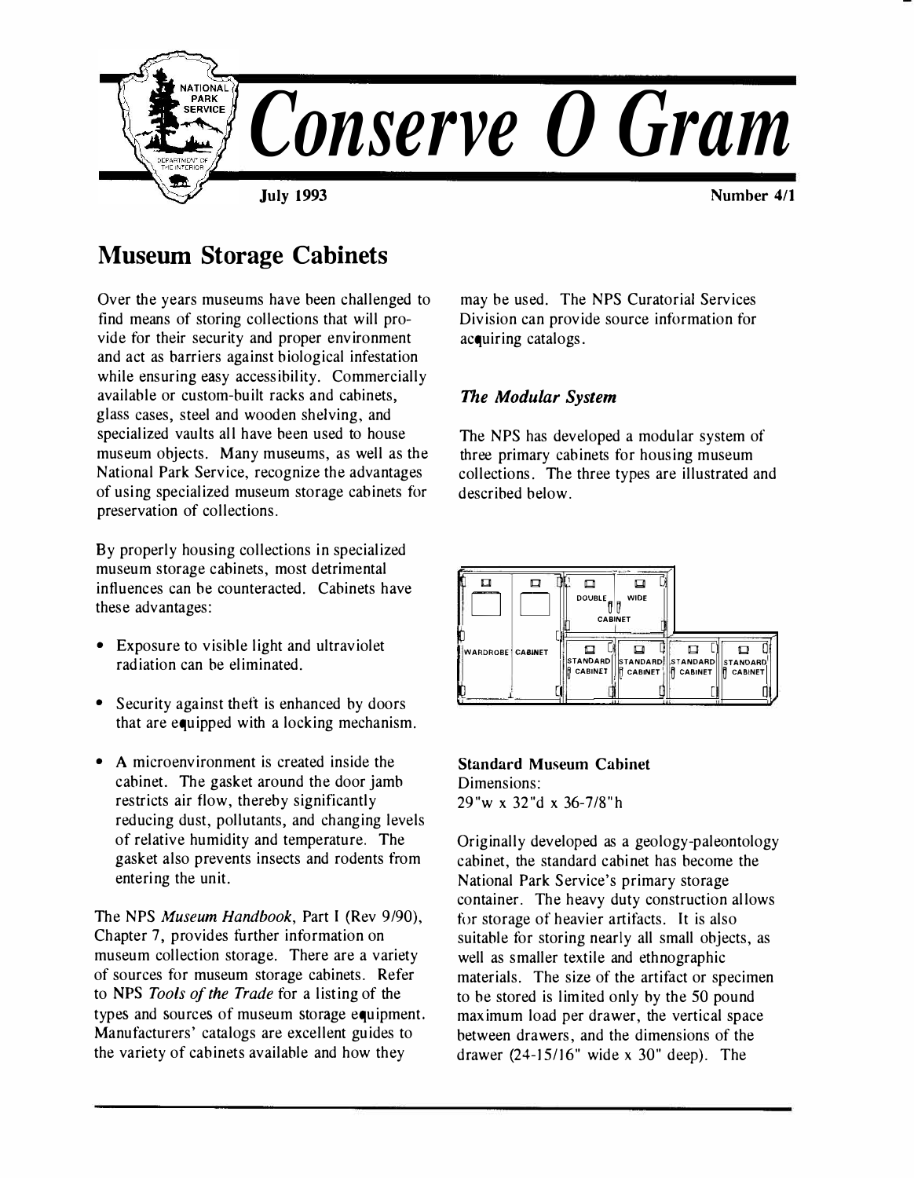# Conserve O Gram

July 1993 | Number 4/1

## Museum Storage Cabinets

Over the years museums have been challenged to find means of storing collections that will provide for their security and proper environment and act as barriers against biological infestation while ensuring easy accessibility. Commercially available or custom-built racks and cabinets, glass cases, steel and wooden shelving, and specialized vaults all have been used to house museum objects. Many museums, as well as the National Park Service, recognize the advantages of using specialized museum storage cabinets for preservation of collections.

By properly housing collections in specialized museum storage cabinets, most detrimental influences can be counteracted. Cabinets have these advantages:

- Exposure to visible light and ultraviolet radiation can be eliminated.
- Security against theft is enhanced by doors that are equipped with a locking mechanism.
- A microenvironment is created inside the cabinet. The gasket around the door jamb restricts air flow, thereby significantly reducing dust, pollutants, and changing levels of relative humidity and temperature. The gasket also prevents insects and rodents from entering the unit.

The NPS *Museum Handbook*, Part I (Rev 9/90), Chapter 7, provides further information on museum collection storage. There are a variety of sources for museum storage cabinets. Refer to NPS *Tools of the Trade* for a listing of the types and sources of museum storage equipment. Manufacturers' catalogs are excellent guides to the variety of cabinets available and how they may be used. The NPS Curatorial Services Division can provide source information for acquiring catalogs.

### *The Modular System*

The NPS has developed a modular system of three primary cabinets for housing museum collections. The three types are illustrated and described below.

WARDROBE CABINET | DOUBLE WIDE CABINET | STANDARD CABINET | STANDARD CABINET | STANDARD CABINET | STANDARD CABINET

**Standard Museum Cabinet**
Dimensions:
29"w x 32"d x 36-7/8"h

Originally developed as a geology-paleontology cabinet, the standard cabinet has become the National Park Service's primary storage container. The heavy duty construction allows for storage of heavier artifacts. It is also suitable for storing nearly all small objects, as well as smaller textile and ethnographic materials. The size of the artifact or specimen to be stored is limited only by the 50 pound maximum load per drawer, the vertical space between drawers, and the dimensions of the drawer (24-15/16" wide x 30" deep). The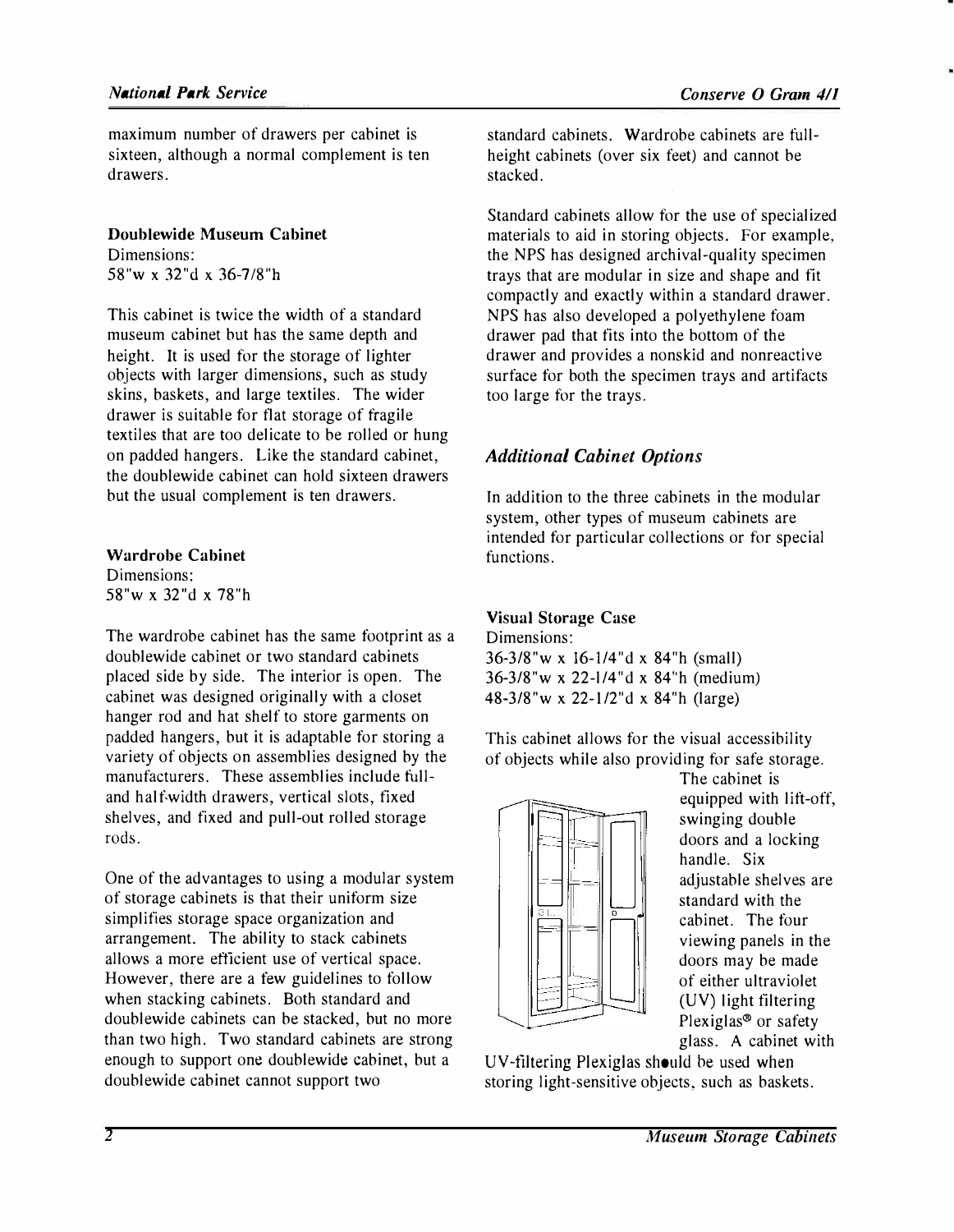maximum number of drawers per cabinet is sixteen, although a normal complement is ten drawers.

**Doublewide Museum Cabinet**
Dimensions:
58"w x 32"d x 36-7/8"h

This cabinet is twice the width of a standard museum cabinet but has the same depth and height. It is used for the storage of lighter objects with larger dimensions, such as study skins, baskets, and large textiles. The wider drawer is suitable for flat storage of fragile textiles that are too delicate to be rolled or hung on padded hangers. Like the standard cabinet, the doublewide cabinet can hold sixteen drawers but the usual complement is ten drawers.

**Wardrobe Cabinet**
Dimensions:
58"w x 32"d x 78"h

The wardrobe cabinet has the same footprint as a doublewide cabinet or two standard cabinets placed side by side. The interior is open. The cabinet was designed originally with a closet hanger rod and hat shelf to store garments on padded hangers, but it is adaptable for storing a variety of objects on assemblies designed by the manufacturers. These assemblies include full- and half-width drawers, vertical slots, fixed shelves, and fixed and pull-out rolled storage rods.

One of the advantages to using a modular system of storage cabinets is that their uniform size simplifies storage space organization and arrangement. The ability to stack cabinets allows a more efficient use of vertical space. However, there are a few guidelines to follow when stacking cabinets. Both standard and doublewide cabinets can be stacked, but no more than two high. Two standard cabinets are strong enough to support one doublewide cabinet, but a doublewide cabinet cannot support two standard cabinets. Wardrobe cabinets are full-height cabinets (over six feet) and cannot be stacked.

Standard cabinets allow for the use of specialized materials to aid in storing objects. For example, the NPS has designed archival-quality specimen trays that are modular in size and shape and fit compactly and exactly within a standard drawer. NPS has also developed a polyethylene foam drawer pad that fits into the bottom of the drawer and provides a nonskid and nonreactive surface for both the specimen trays and artifacts too large for the trays.

## *Additional Cabinet Options*

In addition to the three cabinets in the modular system, other types of museum cabinets are intended for particular collections or for special functions.

**Visual Storage Case**
Dimensions:
36-3/8"w x 16-1/4"d x 84"h (small)
36-3/8"w x 22-1/4"d x 84"h (medium)
48-3/8"w x 22-1/2"d x 84"h (large)

This cabinet allows for the visual accessibility of objects while also providing for safe storage. The cabinet is equipped with lift-off, swinging double doors and a locking handle. Six adjustable shelves are standard with the cabinet. The four viewing panels in the doors may be made of either ultraviolet (UV) light filtering Plexiglas® or safety glass. A cabinet with UV-filtering Plexiglas should be used when storing light-sensitive objects, such as baskets.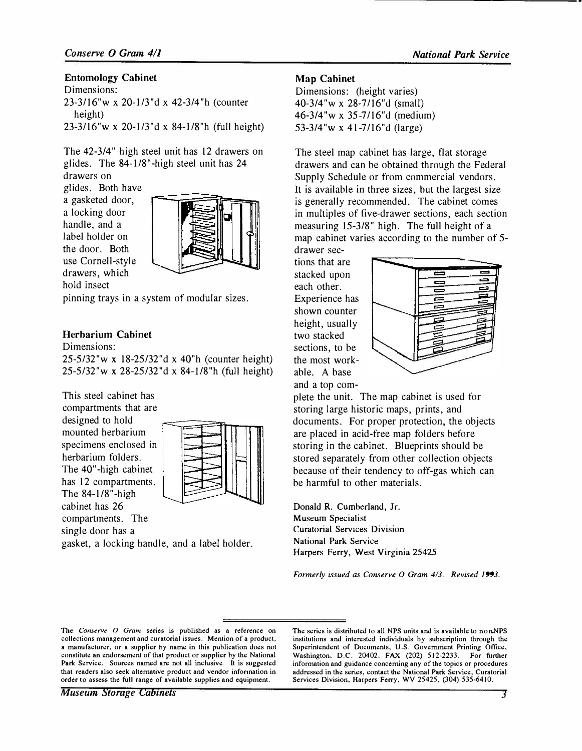### Entomology Cabinet

Dimensions:
23-3/16"w x 20-1/3"d x 42-3/4"h (counter height)
23-3/16"w x 20-1/3"d x 84-1/8"h (full height)

The 42-3/4"-high steel unit has 12 drawers on glides. The 84-1/8"-high steel unit has 24 drawers on glides. Both have a gasketed door, a locking door handle, and a label holder on the door. Both use Cornell-style drawers, which hold insect pinning trays in a system of modular sizes.

### Herbarium Cabinet

Dimensions:
25-5/32"w x 18-25/32"d x 40"h (counter height)
25-5/32"w x 28-25/32"d x 84-1/8"h (full height)

This steel cabinet has compartments that are designed to hold mounted herbarium specimens enclosed in herbarium folders. The 40"-high cabinet has 12 compartments. The 84-1/8"-high cabinet has 26 compartments. The single door has a gasket, a locking handle, and a label holder.

### Map Cabinet

Dimensions: (height varies)
40-3/4"w x 28-7/16"d (small)
46-3/4"w x 35-7/16"d (medium)
53-3/4"w x 41-7/16"d (large)

The steel map cabinet has large, flat storage drawers and can be obtained through the Federal Supply Schedule or from commercial vendors. It is available in three sizes, but the largest size is generally recommended. The cabinet comes in multiples of five-drawer sections, each section measuring 15-3/8" high. The full height of a map cabinet varies according to the number of 5-drawer sections that are stacked upon each other. Experience has shown counter height, usually two stacked sections, to be the most workable. A base and a top complete the unit. The map cabinet is used for storing large historic maps, prints, and documents. For proper protection, the objects are placed in acid-free map folders before storing in the cabinet. Blueprints should be stored separately from other collection objects because of their tendency to off-gas which can be harmful to other materials.

Donald R. Cumberland, Jr.
Museum Specialist
Curatorial Services Division
National Park Service
Harpers Ferry, West Virginia 25425

*Formerly issued as Conserve O Gram 4/3. Revised 1993.*

---

The *Conserve O Gram* series is published as a reference on collections management and curatorial issues. Mention of a product, a manufacturer, or a supplier by name in this publication does not constitute an endorsement of that product or supplier by the National Park Service. Sources named are not all inclusive. It is suggested that readers also seek alternative product and vendor information in order to assess the full range of available supplies and equipment.

The series is distributed to all NPS units and is available to non-NPS institutions and interested individuals by subscription through the Superintendent of Documents, U.S. Government Printing Office, Washington, D.C. 20402, FAX (202) 512-2233. For further information and guidance concerning any of the topics or procedures addressed in the series, contact the National Park Service, Curatorial Services Division, Harpers Ferry, WV 25425, (304) 535-6410.